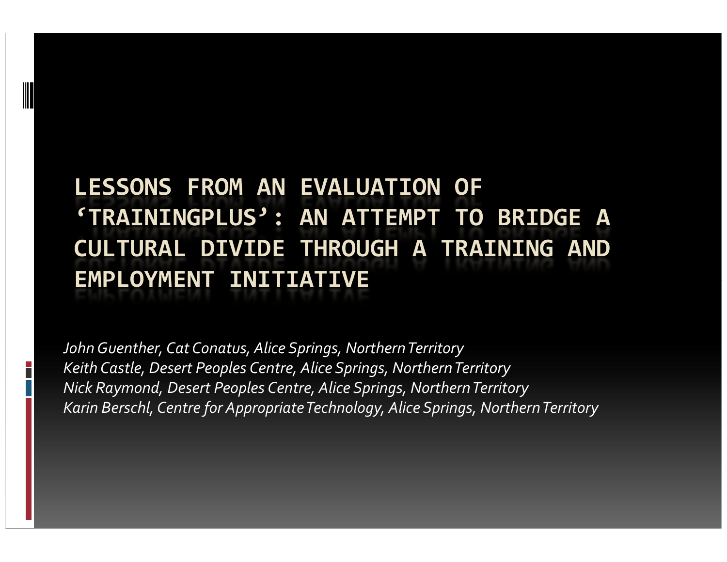# LESSONS FROM AN EVALUATION OF 'TRAININGPLUS': AN ATTEMPT TO BRIDGE A CULTURAL DIVIDE THROUGH A TRAINING AND EMPLOYMENT INITIATIVE

*John Guenther, Cat Conatus, Alice Springs, Northern Territory*
*Keith Castle, Desert Peoples Centre, Alice Springs, Northern Territory*
*Nick Raymond, Desert Peoples Centre, Alice Springs, Northern Territory*
*Karin Berschl, Centre for Appropriate Technology, Alice Springs, Northern Territory*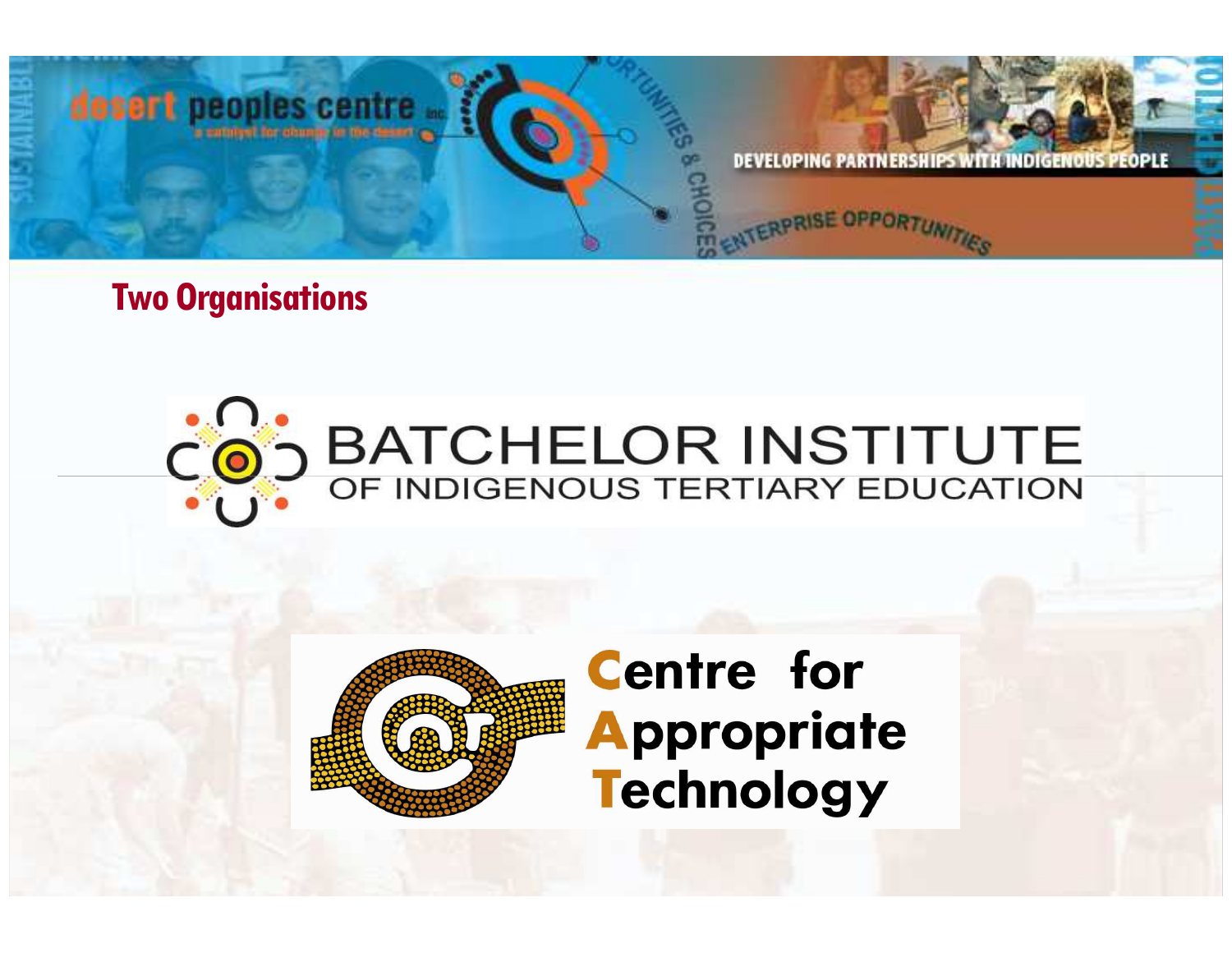## Two Organisations

BATCHELOR INSTITUTE
OF INDIGENOUS TERTIARY EDUCATION

Centre for Appropriate Technology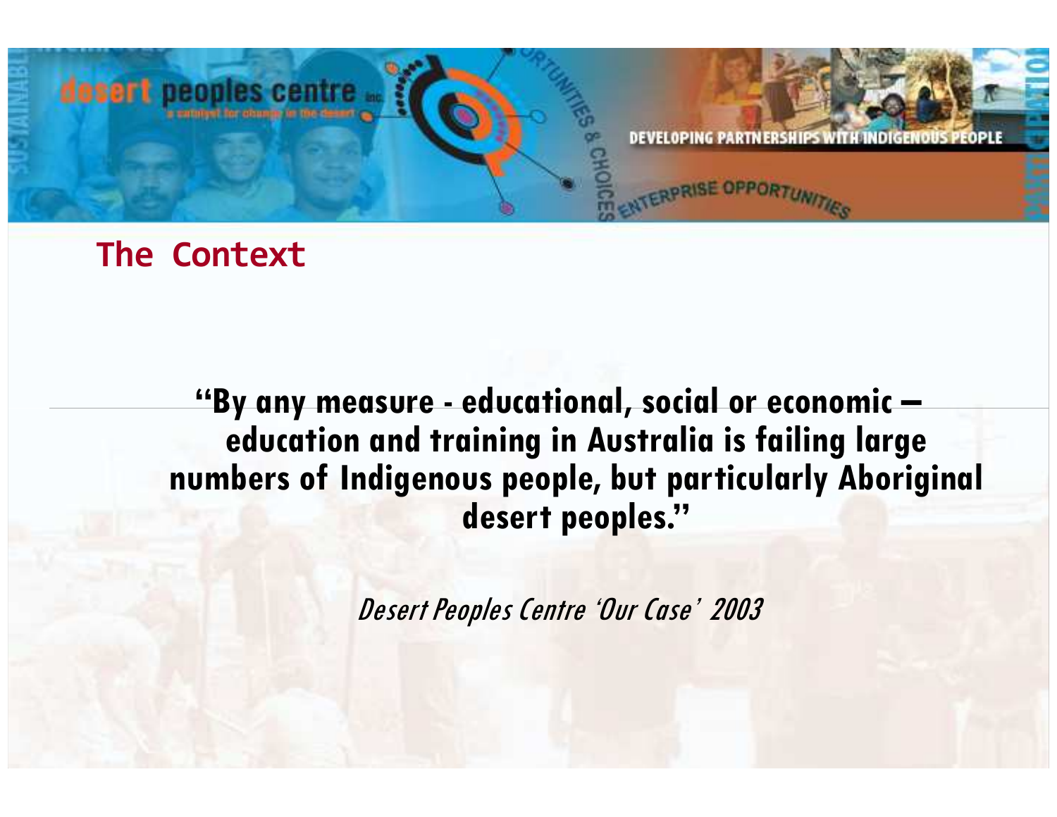## The Context

**"By any measure - educational, social or economic – education and training in Australia is failing large numbers of Indigenous people, but particularly Aboriginal desert peoples."**

*Desert Peoples Centre 'Our Case' 2003*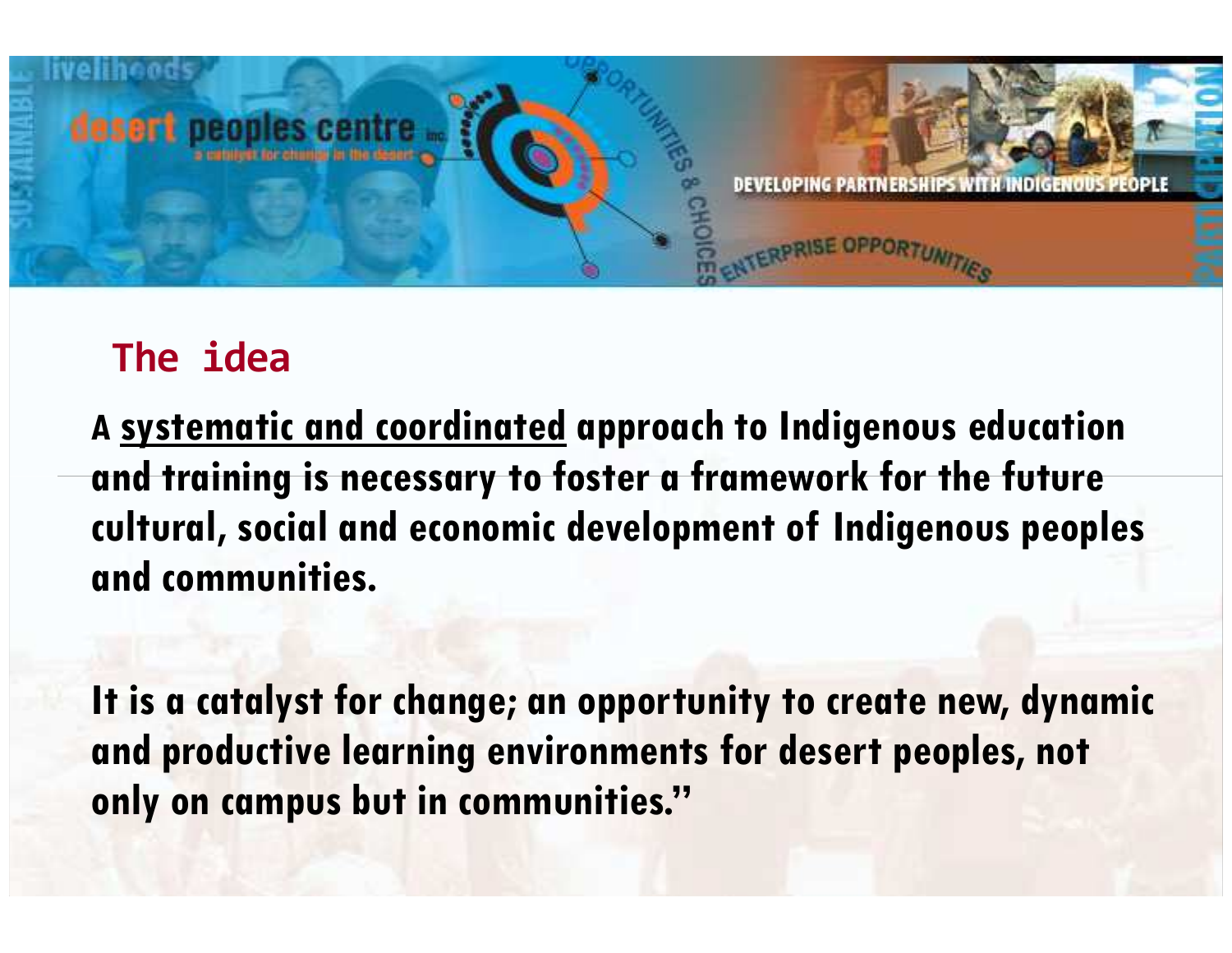## The idea

A <u>systematic and coordinated</u> approach to Indigenous education and training is necessary to foster a framework for the future cultural, social and economic development of Indigenous peoples and communities.

It is a catalyst for change; an opportunity to create new, dynamic and productive learning environments for desert peoples, not only on campus but in communities."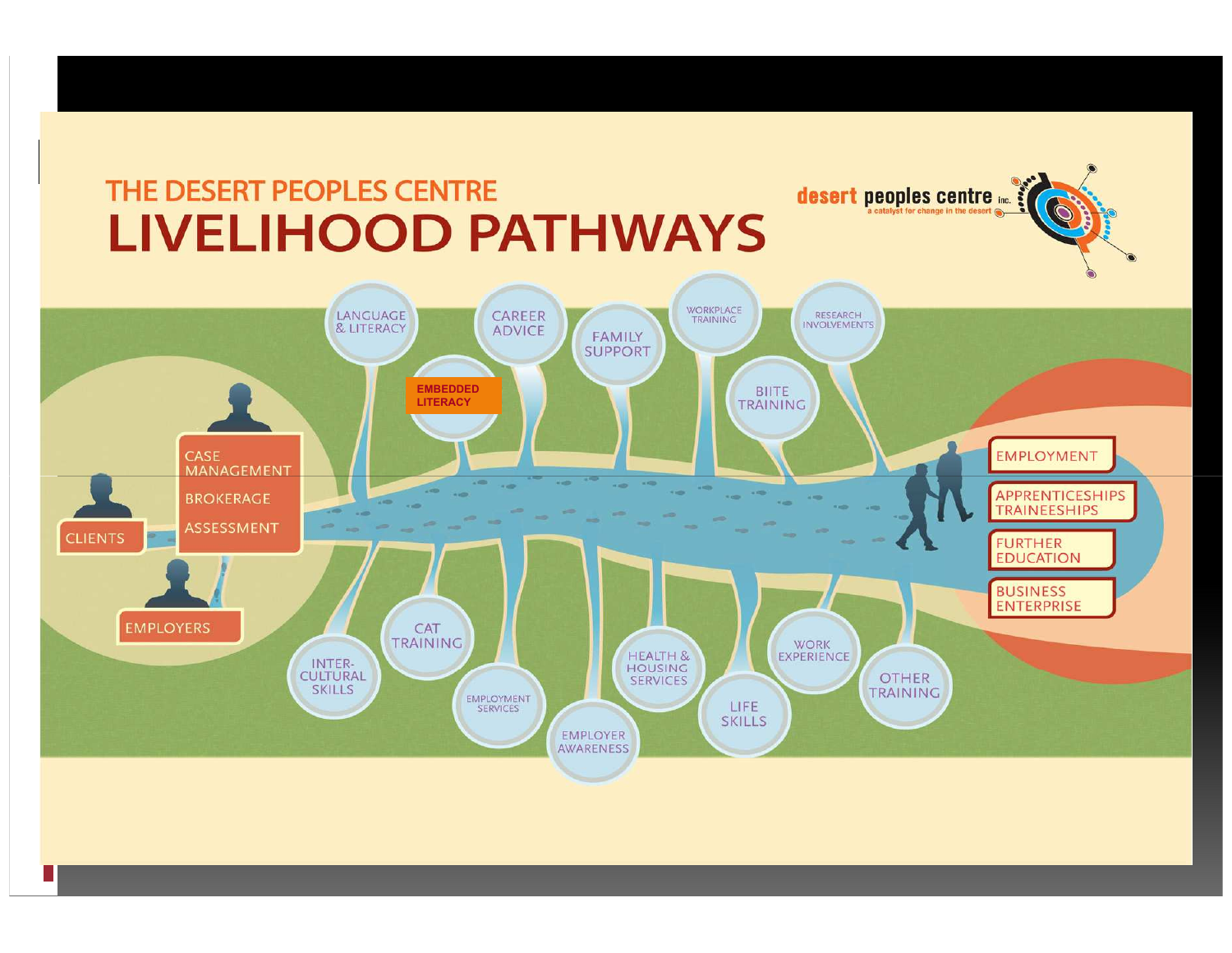# THE DESERT PEOPLES CENTRE
# LIVELIHOOD PATHWAYS

desert peoples centre inc.
a catalyst for change in the desert

CLIENTS

EMPLOYERS

CASE MANAGEMENT

BROKERAGE

ASSESSMENT

LANGUAGE & LITERACY

EMBEDDED LITERACY

CAREER ADVICE

FAMILY SUPPORT

WORKPLACE TRAINING

BIITE TRAINING

RESEARCH INVOLVEMENTS

INTER-CULTURAL SKILLS

CAT TRAINING

EMPLOYMENT SERVICES

EMPLOYER AWARENESS

HEALTH & HOUSING SERVICES

LIFE SKILLS

WORK EXPERIENCE

OTHER TRAINING

EMPLOYMENT

APPRENTICESHIPS TRAINEESHIPS

FURTHER EDUCATION

BUSINESS ENTERPRISE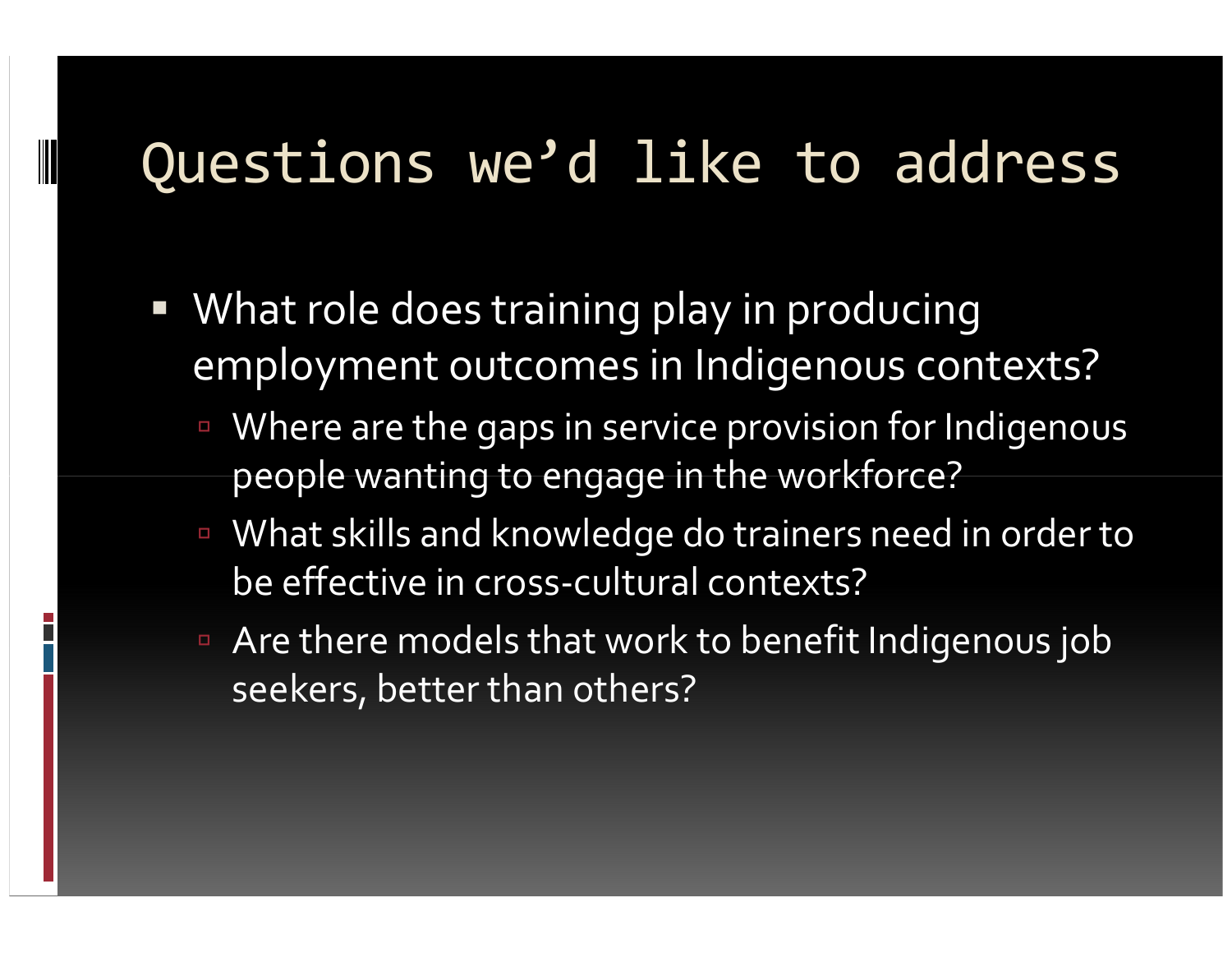# Questions we'd like to address

- What role does training play in producing employment outcomes in Indigenous contexts?
  - Where are the gaps in service provision for Indigenous people wanting to engage in the workforce?
  - What skills and knowledge do trainers need in order to be effective in cross-cultural contexts?
  - Are there models that work to benefit Indigenous job seekers, better than others?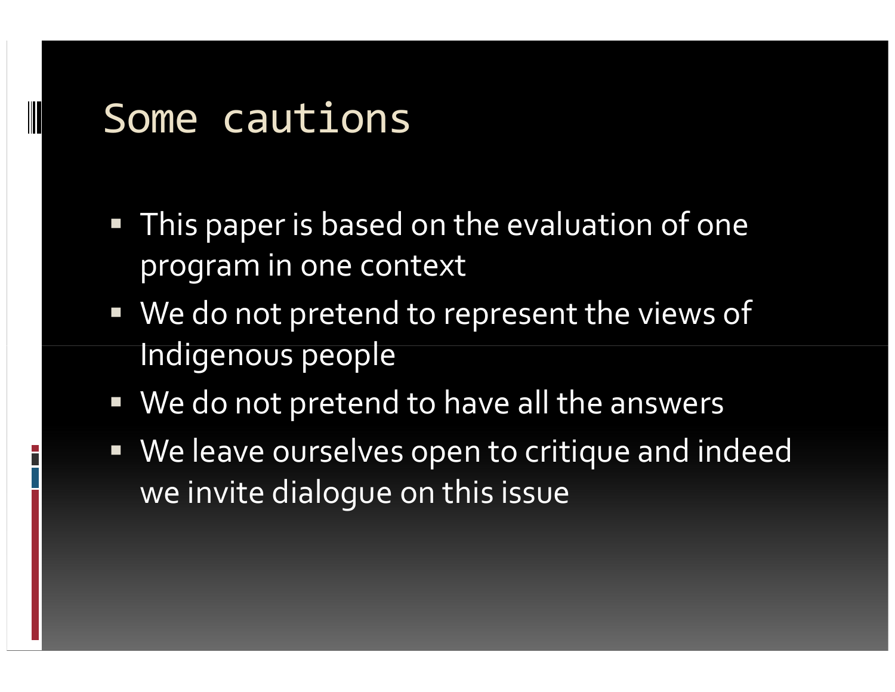# Some cautions

- This paper is based on the evaluation of one program in one context
- We do not pretend to represent the views of Indigenous people
- We do not pretend to have all the answers
- We leave ourselves open to critique and indeed we invite dialogue on this issue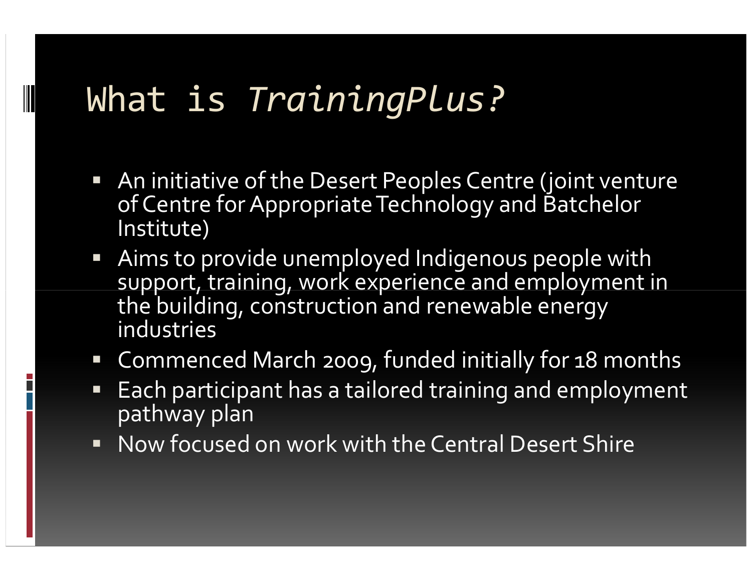# What is *TrainingPlus?*

- An initiative of the Desert Peoples Centre (joint venture of Centre for Appropriate Technology and Batchelor Institute)
- Aims to provide unemployed Indigenous people with support, training, work experience and employment in the building, construction and renewable energy industries
- Commenced March 2009, funded initially for 18 months
- Each participant has a tailored training and employment pathway plan
- Now focused on work with the Central Desert Shire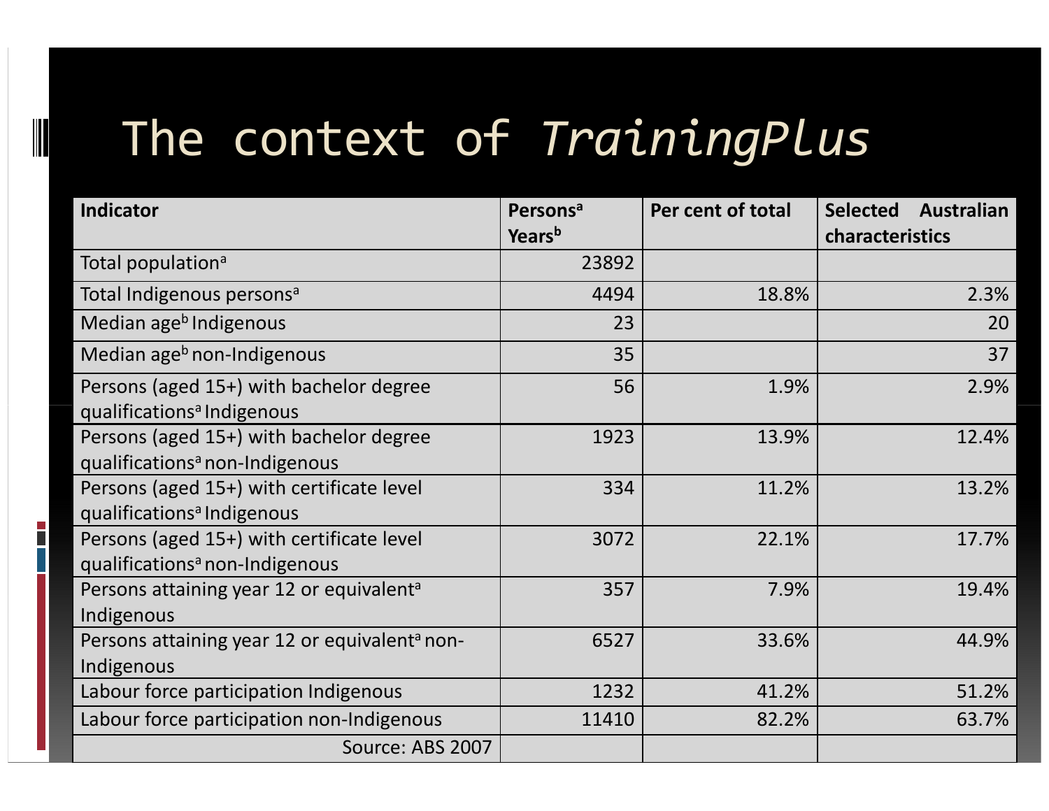# The context of *TrainingPlus*

| Indicator | Persons[a] Years[b] | Per cent of total | Selected Australian characteristics |
|---|---|---|---|
| Total population[a] | 23892 | | |
| Total Indigenous persons[a] | 4494 | 18.8% | 2.3% |
| Median age[b] Indigenous | 23 | | 20 |
| Median age[b] non-Indigenous | 35 | | 37 |
| Persons (aged 15+) with bachelor degree qualifications[a] Indigenous | 56 | 1.9% | 2.9% |
| Persons (aged 15+) with bachelor degree qualifications[a] non-Indigenous | 1923 | 13.9% | 12.4% |
| Persons (aged 15+) with certificate level qualifications[a] Indigenous | 334 | 11.2% | 13.2% |
| Persons (aged 15+) with certificate level qualifications[a] non-Indigenous | 3072 | 22.1% | 17.7% |
| Persons attaining year 12 or equivalent[a] Indigenous | 357 | 7.9% | 19.4% |
| Persons attaining year 12 or equivalent[a] non-Indigenous | 6527 | 33.6% | 44.9% |
| Labour force participation Indigenous | 1232 | 41.2% | 51.2% |
| Labour force participation non-Indigenous | 11410 | 82.2% | 63.7% |
| Source: ABS 2007 | | | |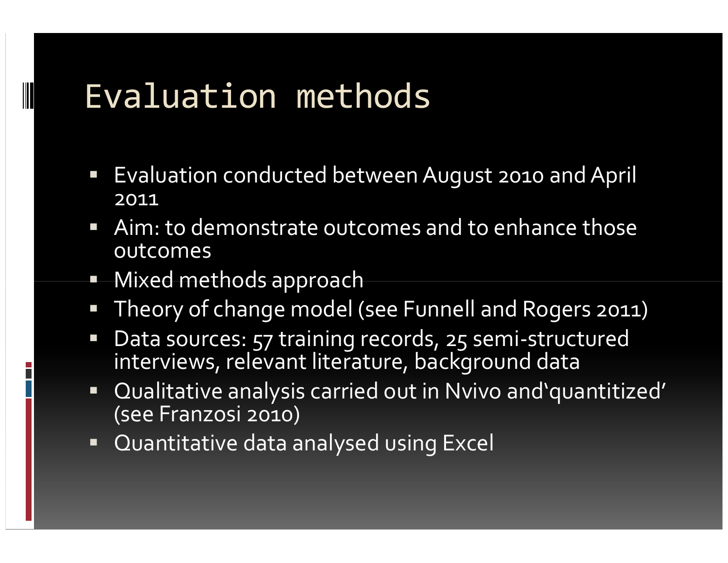# Evaluation methods

- Evaluation conducted between August 2010 and April 2011
- Aim: to demonstrate outcomes and to enhance those outcomes
- Mixed methods approach
- Theory of change model (see Funnell and Rogers 2011)
- Data sources: 57 training records, 25 semi-structured interviews, relevant literature, background data
- Qualitative analysis carried out in Nvivo and'quantitized' (see Franzosi 2010)
- Quantitative data analysed using Excel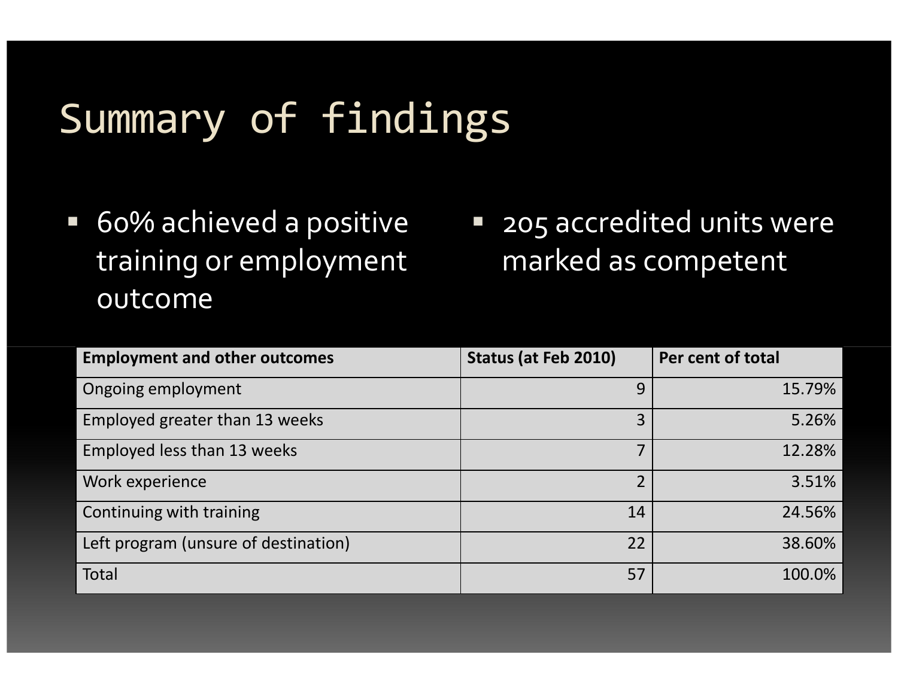# Summary of findings

- 60% achieved a positive training or employment outcome
- 205 accredited units were marked as competent

| Employment and other outcomes | Status (at Feb 2010) | Per cent of total |
|---|---|---|
| Ongoing employment | 9 | 15.79% |
| Employed greater than 13 weeks | 3 | 5.26% |
| Employed less than 13 weeks | 7 | 12.28% |
| Work experience | 2 | 3.51% |
| Continuing with training | 14 | 24.56% |
| Left program (unsure of destination) | 22 | 38.60% |
| Total | 57 | 100.0% |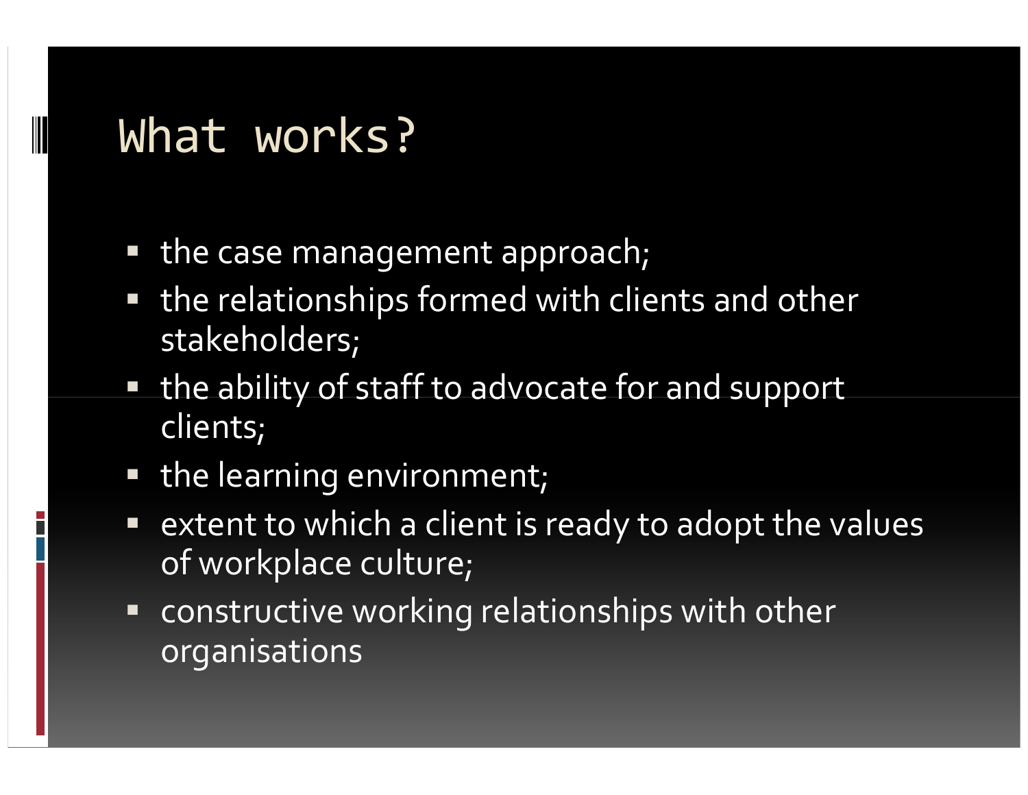# What works?

- the case management approach;
- the relationships formed with clients and other stakeholders;
- the ability of staff to advocate for and support clients;
- the learning environment;
- extent to which a client is ready to adopt the values of workplace culture;
- constructive working relationships with other organisations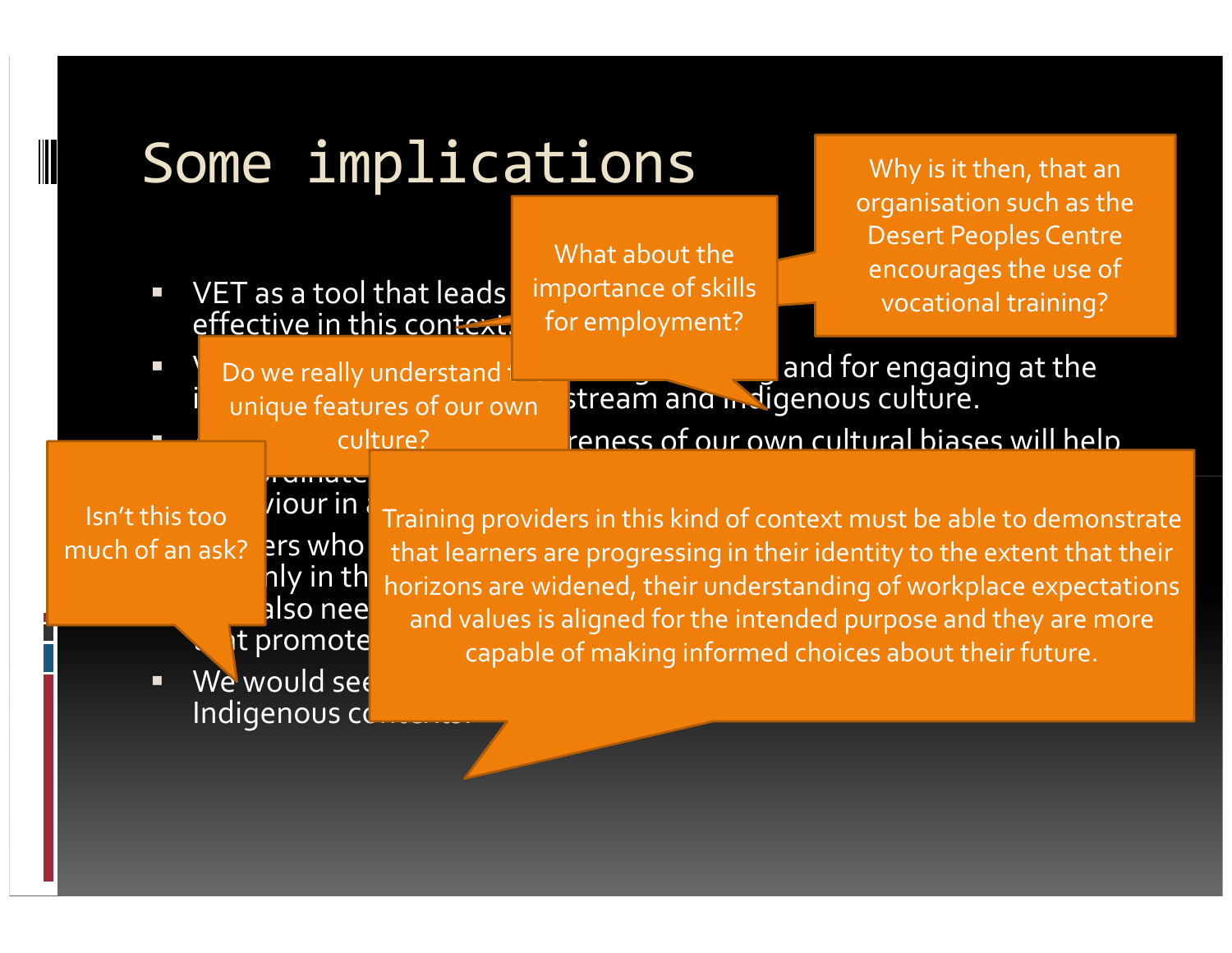# Some implications

- VET as a tool that leads ... effective in this context.
- ... and for engaging at the ... stream and Indigenous culture.
- ... reness of our own cultural biases will help ... viour in ...
- ... ers who ... nly in th ... also nee ... t promote
- We would see ... Indigenous co...

Why is it then, that an organisation such as the Desert Peoples Centre encourages the use of vocational training?

What about the importance of skills for employment?

Do we really understand the unique features of our own culture?

Isn't this too much of an ask?

Training providers in this kind of context must be able to demonstrate that learners are progressing in their identity to the extent that their horizons are widened, their understanding of workplace expectations and values is aligned for the intended purpose and they are more capable of making informed choices about their future.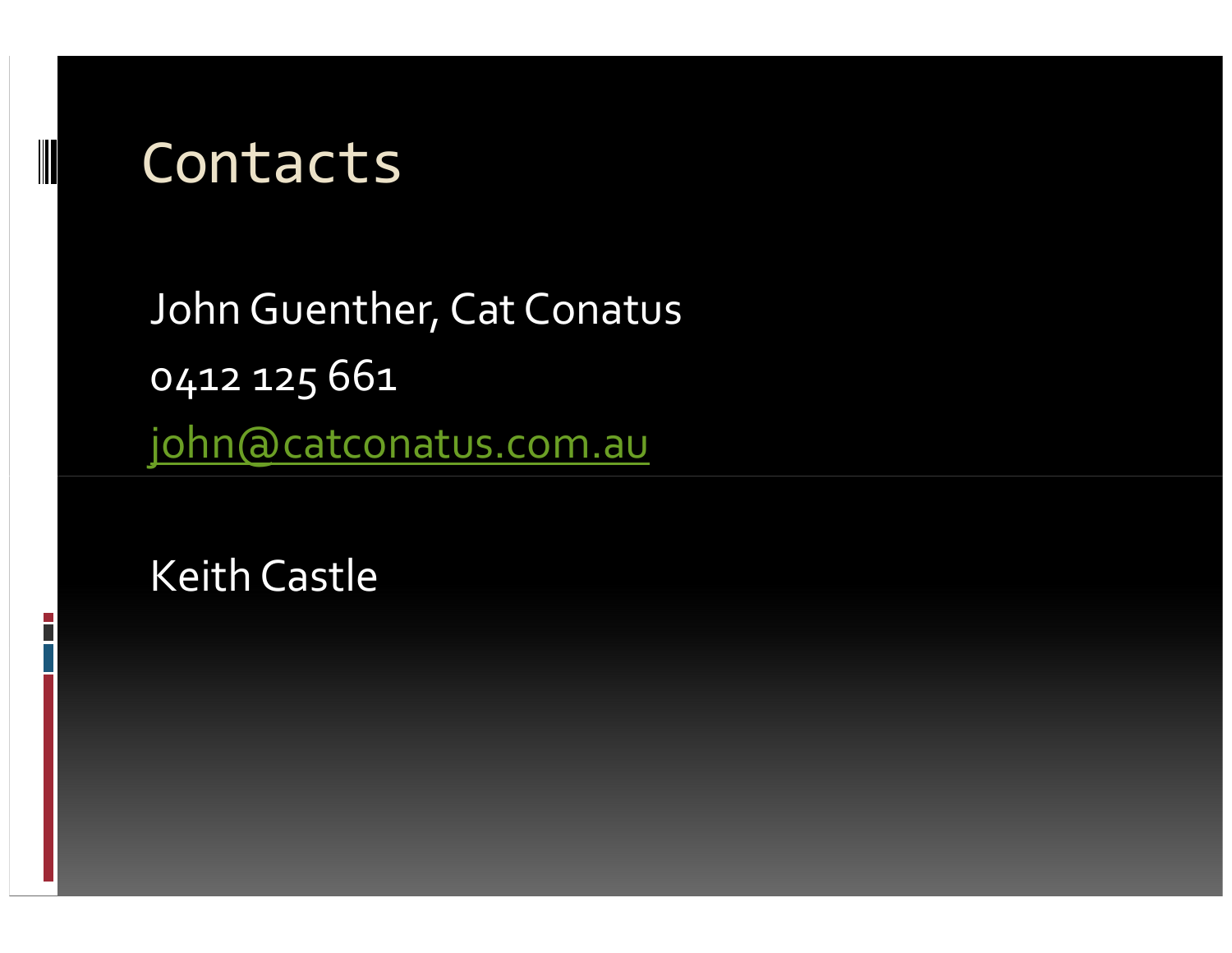# Contacts

John Guenther, Cat Conatus

0412 125 661

john@catconatus.com.au

Keith Castle